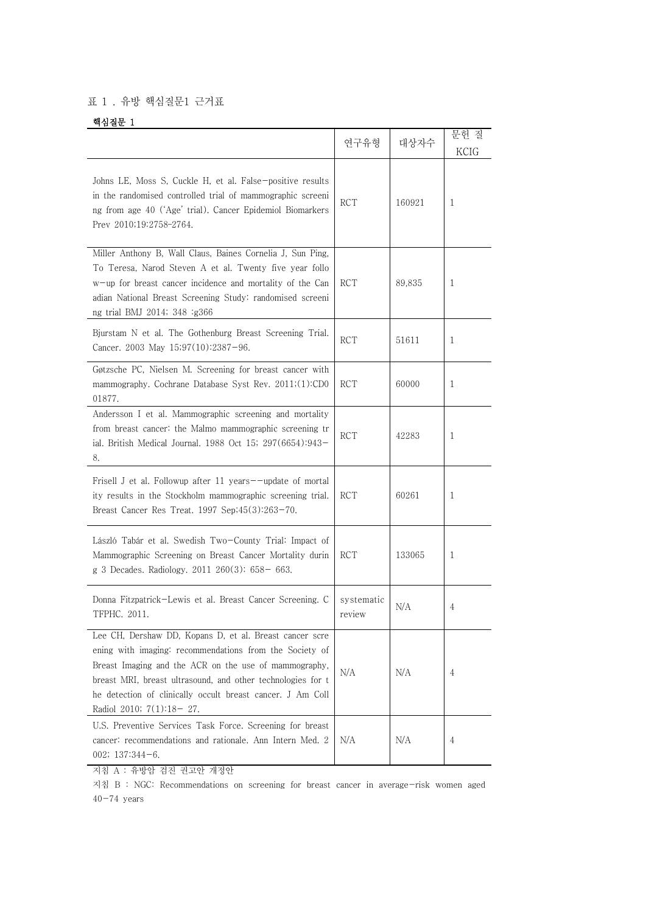표 1 . 유방 핵심질문1 근거표

**핵심질문 1**

| | 연구유형 | 대상자수 | 문헌 질 KCIG |
|---|---|---|---|
| Johns LE, Moss S, Cuckle H, et al. False-positive results in the randomised controlled trial of mammographic screening from age 40 ('Age' trial). Cancer Epidemiol Biomarkers Prev 2010;19:2758-2764. | RCT | 160921 | 1 |
| Miller Anthony B, Wall Claus, Baines Cornelia J, Sun Ping, To Teresa, Narod Steven A et al. Twenty five year follow-up for breast cancer incidence and mortality of the Canadian National Breast Screening Study: randomised screening trial BMJ 2014; 348 :g366 | RCT | 89,835 | 1 |
| Bjurstam N et al. The Gothenburg Breast Screening Trial. Cancer. 2003 May 15;97(10):2387-96. | RCT | 51611 | 1 |
| Gøtzsche PC, Nielsen M. Screening for breast cancer with mammography. Cochrane Database Syst Rev. 2011;(1):CD001877. | RCT | 60000 | 1 |
| Andersson I et al. Mammographic screening and mortality from breast cancer: the Malmo mammographic screening trial. British Medical Journal. 1988 Oct 15; 297(6654):943-8. | RCT | 42283 | 1 |
| Frisell J et al. Followup after 11 years--update of mortality results in the Stockholm mammographic screening trial. Breast Cancer Res Treat. 1997 Sep;45(3):263-70. | RCT | 60261 | 1 |
| László Tabár et al. Swedish Two-County Trial: Impact of Mammographic Screening on Breast Cancer Mortality during 3 Decades. Radiology. 2011 260(3): 658- 663. | RCT | 133065 | 1 |
| Donna Fitzpatrick-Lewis et al. Breast Cancer Screening. CTFPHC. 2011. | systematic review | N/A | 4 |
| Lee CH, Dershaw DD, Kopans D, et al. Breast cancer screening with imaging: recommendations from the Society of Breast Imaging and the ACR on the use of mammography, breast MRI, breast ultrasound, and other technologies for the detection of clinically occult breast cancer. J Am Coll Radiol 2010; 7(1):18- 27. | N/A | N/A | 4 |
| U.S. Preventive Services Task Force. Screening for breast cancer: recommendations and rationale. Ann Intern Med. 2002; 137:344-6. | N/A | N/A | 4 |

지침 A : 유방암 검진 권고안 개정안

지침 B : NGC: Recommendations on screening for breast cancer in average-risk women aged 40-74 years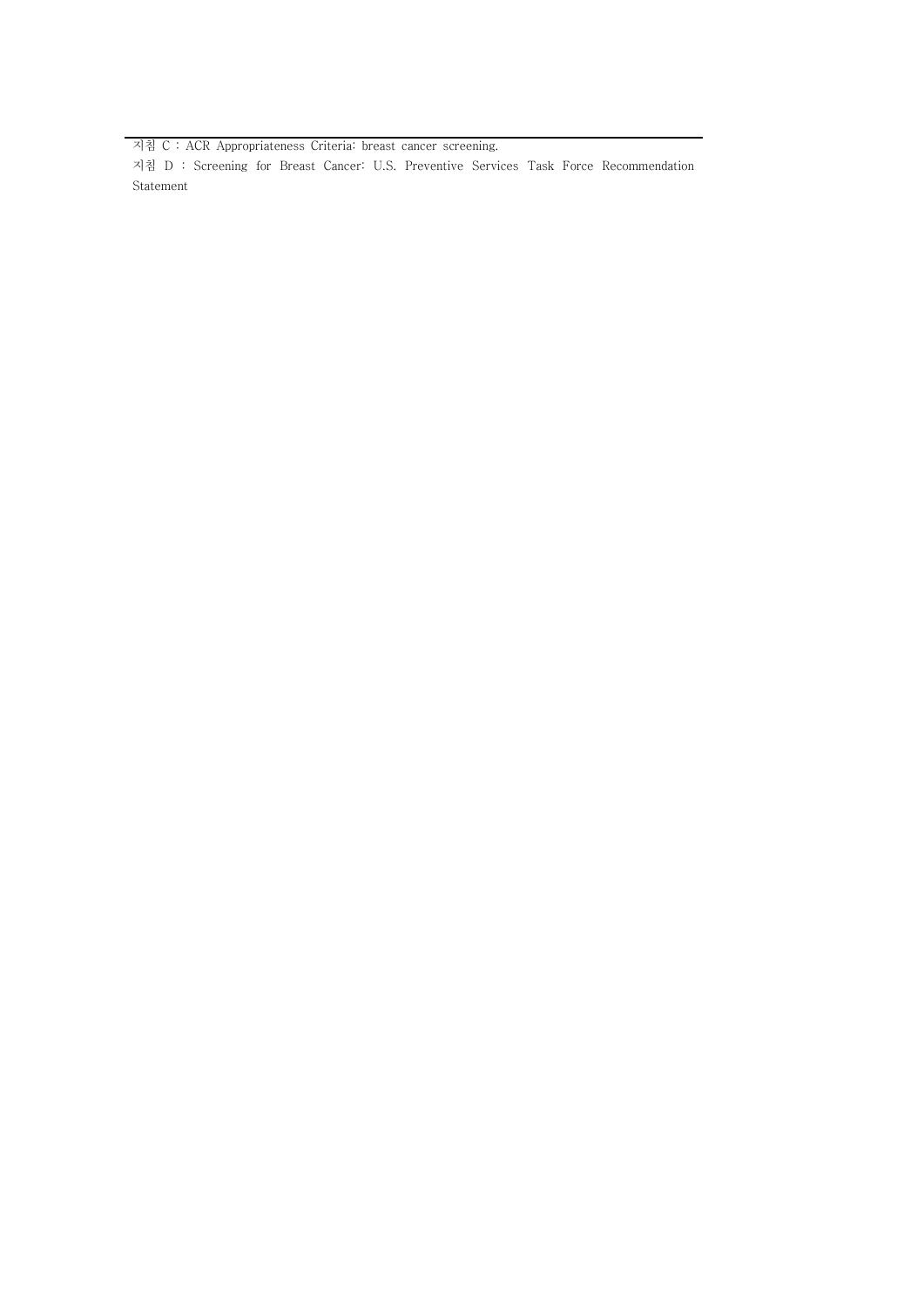지침 C : ACR Appropriateness Criteria: breast cancer screening.

지침 D : Screening for Breast Cancer: U.S. Preventive Services Task Force Recommendation Statement